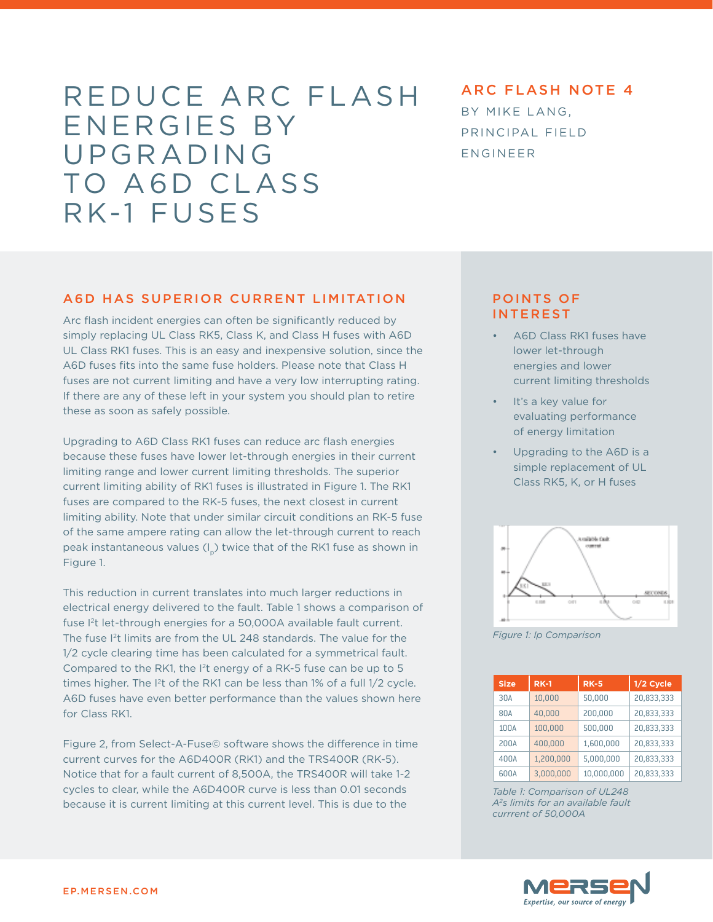# REDUCE ARC FLASH ENERGIES BY UPGRADING TO A6D CLASS RK-1 FUSES

**ARC FLASH NOTE 4**

BY MIKE LANG, PRINCIPAL FIELD ENGINEER

## A6D HAS SUPERIOR CURRENT LIMITATION

Arc flash incident energies can often be significantly reduced by simply replacing UL Class RK5, Class K, and Class H fuses with A6D UL Class RK1 fuses. This is an easy and inexpensive solution, since the A6D fuses fits into the same fuse holders. Please note that Class H fuses are not current limiting and have a very low interrupting rating. If there are any of these left in your system you should plan to retire these as soon as safely possible.

Upgrading to A6D Class RK1 fuses can reduce arc flash energies because these fuses have lower let-through energies in their current limiting range and lower current limiting thresholds. The superior current limiting ability of RK1 fuses is illustrated in Figure 1. The RK1 fuses are compared to the RK-5 fuses, the next closest in current limiting ability. Note that under similar circuit conditions an RK-5 fuse of the same ampere rating can allow the let-through current to reach peak instantaneous values ($I_p$) twice that of the RK1 fuse as shown in Figure 1.

This reduction in current translates into much larger reductions in electrical energy delivered to the fault. Table 1 shows a comparison of fuse $I^2t$ let-through energies for a 50,000A available fault current. The fuse $I^2t$ limits are from the UL 248 standards. The value for the 1/2 cycle clearing time has been calculated for a symmetrical fault. Compared to the RK1, the $I^2t$ energy of a RK-5 fuse can be up to 5 times higher. The $I^2t$ of the RK1 can be less than 1% of a full 1/2 cycle. A6D fuses have even better performance than the values shown here for Class RK1.

Figure 2, from Select-A-Fuse© software shows the difference in time current curves for the A6D400R (RK1) and the TRS400R (RK-5). Notice that for a fault current of 8,500A, the TRS400R will take 1-2 cycles to clear, while the A6D400R curve is less than 0.01 seconds because it is current limiting at this current level. This is due to the

## POINTS OF INTEREST

- A6D Class RK1 fuses have lower let-through energies and lower current limiting thresholds
- It's a key value for evaluating performance of energy limitation
- Upgrading to the A6D is a simple replacement of UL Class RK5, K, or H fuses

*Figure 1: Ip Comparison*

| Size | RK-1 | RK-5 | 1/2 Cycle |
|---|---|---|---|
| 30A | 10,000 | 50,000 | 20,833,333 |
| 80A | 40,000 | 200,000 | 20,833,333 |
| 100A | 100,000 | 500,000 | 20,833,333 |
| 200A | 400,000 | 1,600,000 | 20,833,333 |
| 400A | 1,200,000 | 5,000,000 | 20,833,333 |
| 600A | 3,000,000 | 10,000,000 | 20,833,333 |

*Table 1: Comparison of UL248 $A^2s$ limits for an available fault currrent of 50,000A*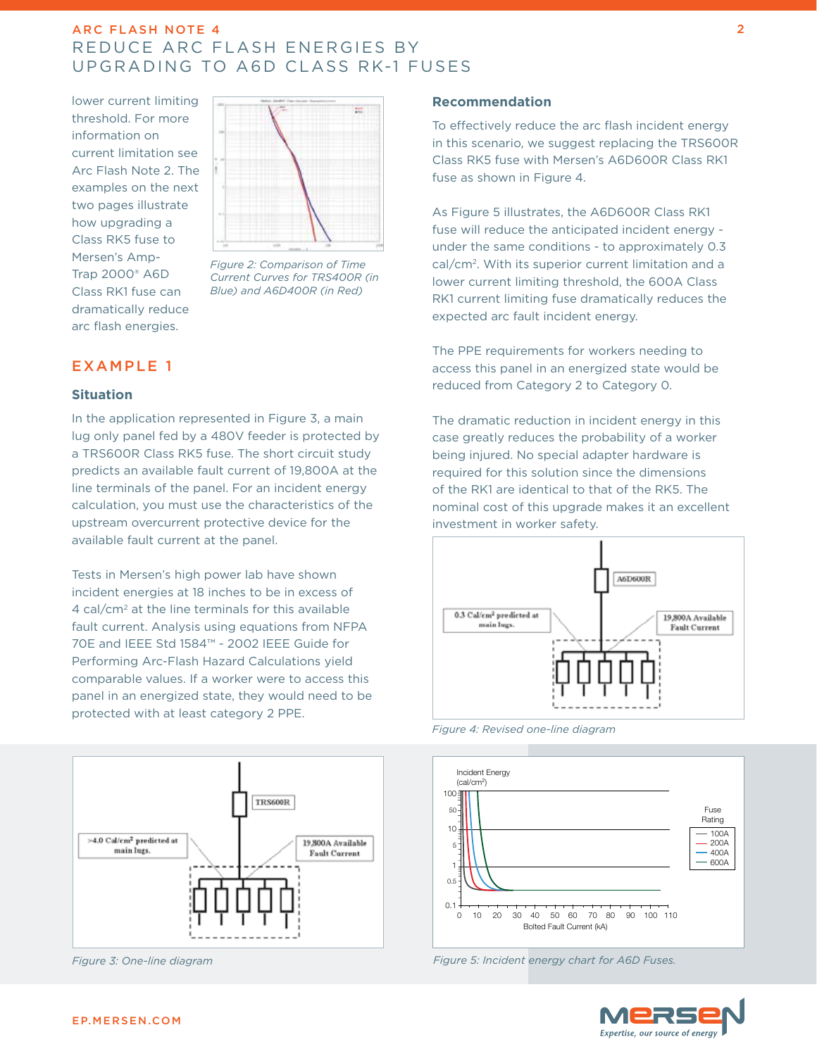lower current limiting threshold. For more information on current limitation see Arc Flash Note 2. The examples on the next two pages illustrate how upgrading a Class RK5 fuse to Mersen's Amp-Trap 2000® A6D Class RK1 fuse can dramatically reduce arc flash energies.

*Figure 2: Comparison of Time Current Curves for TRS400R (in Blue) and A6D400R (in Red)*

## EXAMPLE 1

### Situation

In the application represented in Figure 3, a main lug only panel fed by a 480V feeder is protected by a TRS600R Class RK5 fuse. The short circuit study predicts an available fault current of 19,800A at the line terminals of the panel. For an incident energy calculation, you must use the characteristics of the upstream overcurrent protective device for the available fault current at the panel.

Tests in Mersen's high power lab have shown incident energies at 18 inches to be in excess of 4 cal/cm$^2$ at the line terminals for this available fault current. Analysis using equations from NFPA 70E and IEEE Std 1584™ - 2002 IEEE Guide for Performing Arc-Flash Hazard Calculations yield comparable values. If a worker were to access this panel in an energized state, they would need to be protected with at least category 2 PPE.

*Figure 3: One-line diagram*

### Recommendation

To effectively reduce the arc flash incident energy in this scenario, we suggest replacing the TRS600R Class RK5 fuse with Mersen's A6D600R Class RK1 fuse as shown in Figure 4.

As Figure 5 illustrates, the A6D600R Class RK1 fuse will reduce the anticipated incident energy - under the same conditions - to approximately 0.3 cal/cm$^2$. With its superior current limitation and a lower current limiting threshold, the 600A Class RK1 current limiting fuse dramatically reduces the expected arc fault incident energy.

The PPE requirements for workers needing to access this panel in an energized state would be reduced from Category 2 to Category 0.

The dramatic reduction in incident energy in this case greatly reduces the probability of a worker being injured. No special adapter hardware is required for this solution since the dimensions of the RK1 are identical to that of the RK5. The nominal cost of this upgrade makes it an excellent investment in worker safety.

*Figure 4: Revised one-line diagram*

*Figure 5: Incident energy chart for A6D Fuses.*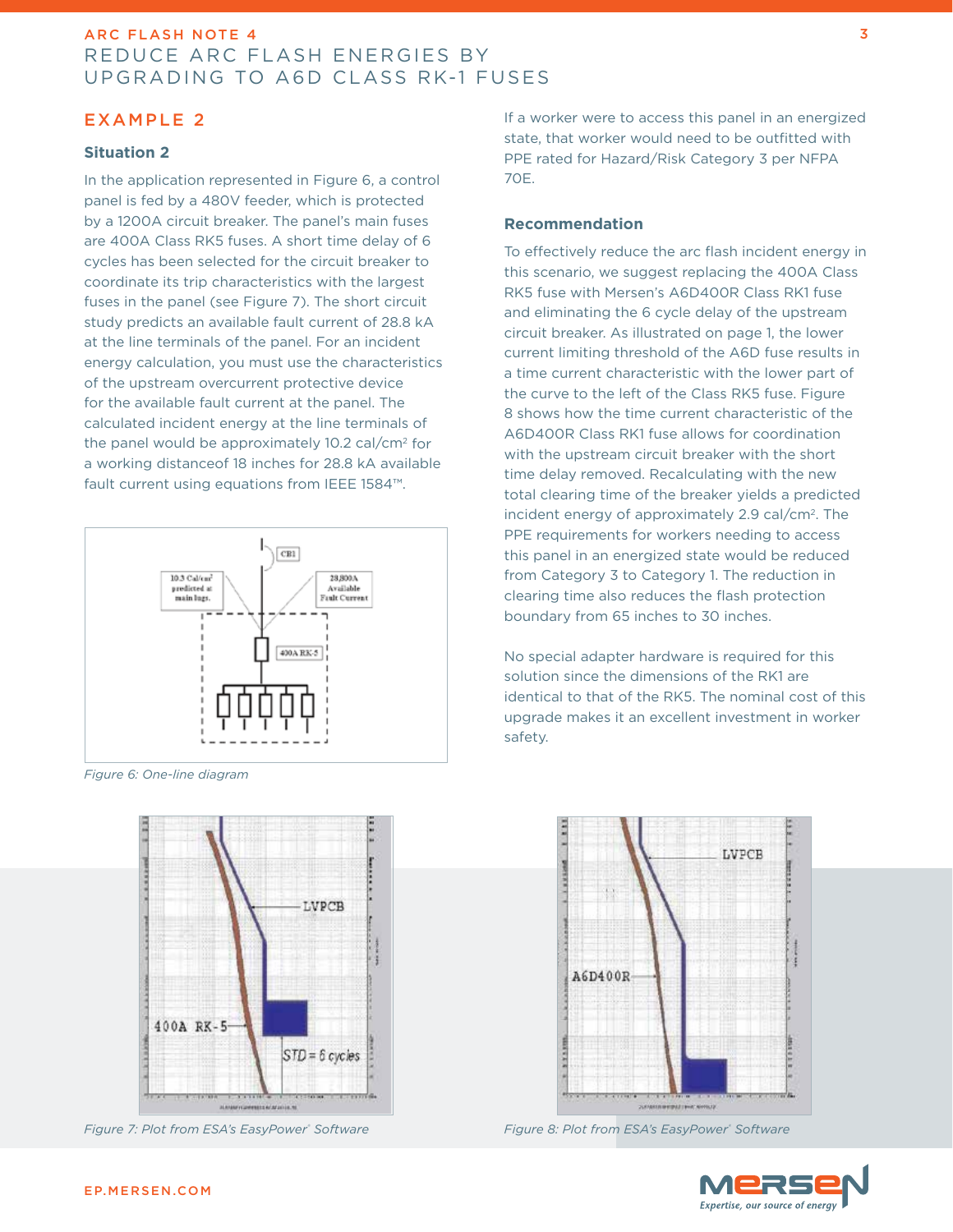## EXAMPLE 2

### Situation 2

In the application represented in Figure 6, a control panel is fed by a 480V feeder, which is protected by a 1200A circuit breaker. The panel's main fuses are 400A Class RK5 fuses. A short time delay of 6 cycles has been selected for the circuit breaker to coordinate its trip characteristics with the largest fuses in the panel (see Figure 7). The short circuit study predicts an available fault current of 28.8 kA at the line terminals of the panel. For an incident energy calculation, you must use the characteristics of the upstream overcurrent protective device for the available fault current at the panel. The calculated incident energy at the line terminals of the panel would be approximately 10.2 cal/cm² for a working distanceof 18 inches for 28.8 kA available fault current using equations from IEEE 1584™.

Figure 6: One-line diagram

If a worker were to access this panel in an energized state, that worker would need to be outfitted with PPE rated for Hazard/Risk Category 3 per NFPA 70E.

### Recommendation

To effectively reduce the arc flash incident energy in this scenario, we suggest replacing the 400A Class RK5 fuse with Mersen's A6D400R Class RK1 fuse and eliminating the 6 cycle delay of the upstream circuit breaker. As illustrated on page 1, the lower current limiting threshold of the A6D fuse results in a time current characteristic with the lower part of the curve to the left of the Class RK5 fuse. Figure 8 shows how the time current characteristic of the A6D400R Class RK1 fuse allows for coordination with the upstream circuit breaker with the short time delay removed. Recalculating with the new total clearing time of the breaker yields a predicted incident energy of approximately 2.9 cal/cm². The PPE requirements for workers needing to access this panel in an energized state would be reduced from Category 3 to Category 1. The reduction in clearing time also reduces the flash protection boundary from 65 inches to 30 inches.

No special adapter hardware is required for this solution since the dimensions of the RK1 are identical to that of the RK5. The nominal cost of this upgrade makes it an excellent investment in worker safety.

Figure 7: Plot from ESA's EasyPower® Software

Figure 8: Plot from ESA's EasyPower® Software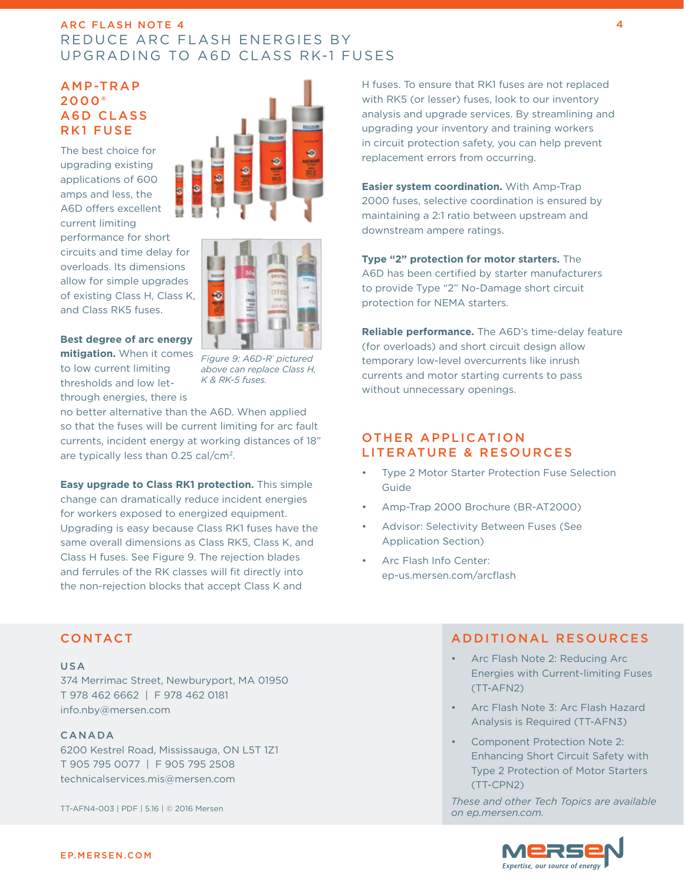ARC FLASH NOTE 4

# REDUCE ARC FLASH ENERGIES BY UPGRADING TO A6D CLASS RK-1 FUSES

## AMP-TRAP 2000® A6D CLASS RK1 FUSE

The best choice for upgrading existing applications of 600 amps and less, the A6D offers excellent current limiting performance for short circuits and time delay for overloads. Its dimensions allow for simple upgrades of existing Class H, Class K, and Class RK5 fuses.

*Figure 9: A6D-R' pictured above can replace Class H, K & RK-5 fuses.*

**Best degree of arc energy mitigation.** When it comes to low current limiting thresholds and low let-through energies, there is no better alternative than the A6D. When applied so that the fuses will be current limiting for arc fault currents, incident energy at working distances of 18" are typically less than 0.25 cal/cm².

**Easy upgrade to Class RK1 protection.** This simple change can dramatically reduce incident energies for workers exposed to energized equipment. Upgrading is easy because Class RK1 fuses have the same overall dimensions as Class RK5, Class K, and Class H fuses. See Figure 9. The rejection blades and ferrules of the RK classes will fit directly into the non-rejection blocks that accept Class K and H fuses. To ensure that RK1 fuses are not replaced with RK5 (or lesser) fuses, look to our inventory analysis and upgrade services. By streamlining and upgrading your inventory and training workers in circuit protection safety, you can help prevent replacement errors from occurring.

**Easier system coordination.** With Amp-Trap 2000 fuses, selective coordination is ensured by maintaining a 2:1 ratio between upstream and downstream ampere ratings.

**Type "2" protection for motor starters.** The A6D has been certified by starter manufacturers to provide Type "2" No-Damage short circuit protection for NEMA starters.

**Reliable performance.** The A6D's time-delay feature (for overloads) and short circuit design allow temporary low-level overcurrents like inrush currents and motor starting currents to pass without unnecessary openings.

## OTHER APPLICATION LITERATURE & RESOURCES

- Type 2 Motor Starter Protection Fuse Selection Guide
- Amp-Trap 2000 Brochure (BR-AT2000)
- Advisor: Selectivity Between Fuses (See Application Section)
- Arc Flash Info Center: ep-us.mersen.com/arcflash

## CONTACT

**USA**
374 Merrimac Street, Newburyport, MA 01950
T 978 462 6662 | F 978 462 0181
info.nby@mersen.com

**CANADA**
6200 Kestrel Road, Mississauga, ON L5T 1Z1
T 905 795 0077 | F 905 795 2508
technicalservices.mis@mersen.com

TT-AFN4-003 | PDF | 5.16 | © 2016 Mersen

## ADDITIONAL RESOURCES

- Arc Flash Note 2: Reducing Arc Energies with Current-limiting Fuses (TT-AFN2)
- Arc Flash Note 3: Arc Flash Hazard Analysis is Required (TT-AFN3)
- Component Protection Note 2: Enhancing Short Circuit Safety with Type 2 Protection of Motor Starters (TT-CPN2)

*These and other Tech Topics are available on ep.mersen.com.*

EP.MERSEN.COM

MERSEN — Expertise, our source of energy